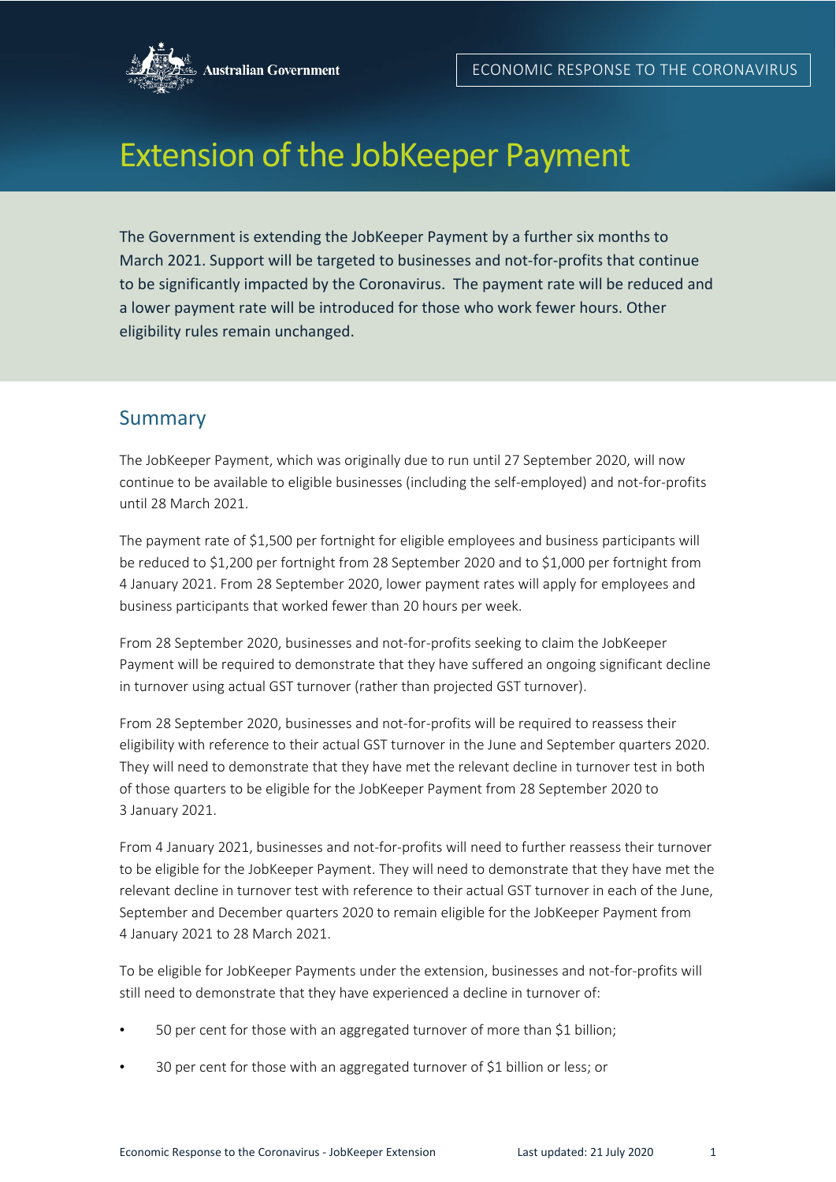Australian Government

ECONOMIC RESPONSE TO THE CORONAVIRUS

# Extension of the JobKeeper Payment

The Government is extending the JobKeeper Payment by a further six months to March 2021. Support will be targeted to businesses and not-for-profits that continue to be significantly impacted by the Coronavirus. The payment rate will be reduced and a lower payment rate will be introduced for those who work fewer hours. Other eligibility rules remain unchanged.

## Summary

The JobKeeper Payment, which was originally due to run until 27 September 2020, will now continue to be available to eligible businesses (including the self-employed) and not-for-profits until 28 March 2021.

The payment rate of $1,500 per fortnight for eligible employees and business participants will be reduced to $1,200 per fortnight from 28 September 2020 and to $1,000 per fortnight from 4 January 2021. From 28 September 2020, lower payment rates will apply for employees and business participants that worked fewer than 20 hours per week.

From 28 September 2020, businesses and not-for-profits seeking to claim the JobKeeper Payment will be required to demonstrate that they have suffered an ongoing significant decline in turnover using actual GST turnover (rather than projected GST turnover).

From 28 September 2020, businesses and not-for-profits will be required to reassess their eligibility with reference to their actual GST turnover in the June and September quarters 2020. They will need to demonstrate that they have met the relevant decline in turnover test in both of those quarters to be eligible for the JobKeeper Payment from 28 September 2020 to 3 January 2021.

From 4 January 2021, businesses and not-for-profits will need to further reassess their turnover to be eligible for the JobKeeper Payment. They will need to demonstrate that they have met the relevant decline in turnover test with reference to their actual GST turnover in each of the June, September and December quarters 2020 to remain eligible for the JobKeeper Payment from 4 January 2021 to 28 March 2021.

To be eligible for JobKeeper Payments under the extension, businesses and not-for-profits will still need to demonstrate that they have experienced a decline in turnover of:

- 50 per cent for those with an aggregated turnover of more than $1 billion;
- 30 per cent for those with an aggregated turnover of $1 billion or less; or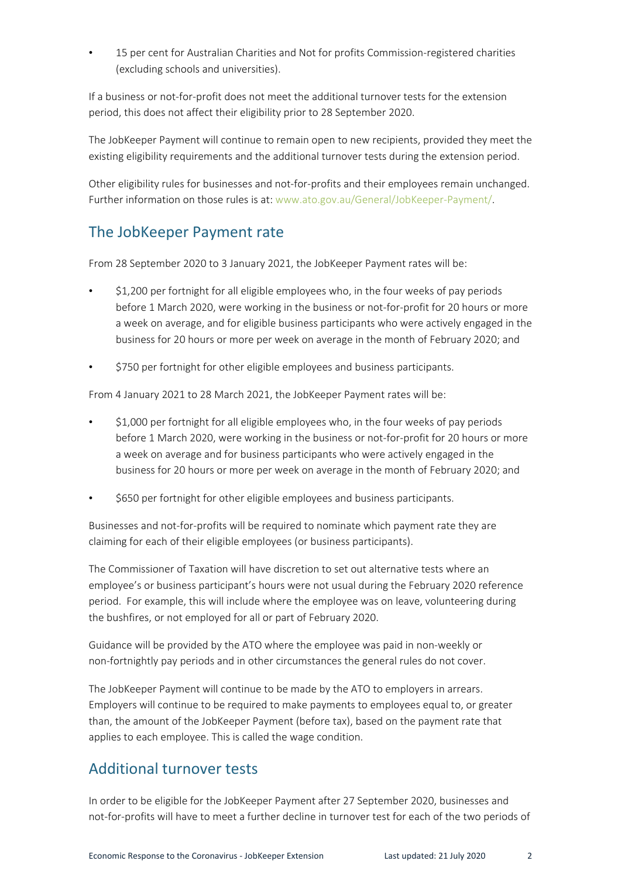- 15 per cent for Australian Charities and Not for profits Commission-registered charities (excluding schools and universities).

If a business or not-for-profit does not meet the additional turnover tests for the extension period, this does not affect their eligibility prior to 28 September 2020.

The JobKeeper Payment will continue to remain open to new recipients, provided they meet the existing eligibility requirements and the additional turnover tests during the extension period.

Other eligibility rules for businesses and not-for-profits and their employees remain unchanged. Further information on those rules is at: www.ato.gov.au/General/JobKeeper-Payment/.

## The JobKeeper Payment rate

From 28 September 2020 to 3 January 2021, the JobKeeper Payment rates will be:

- $1,200 per fortnight for all eligible employees who, in the four weeks of pay periods before 1 March 2020, were working in the business or not-for-profit for 20 hours or more a week on average, and for eligible business participants who were actively engaged in the business for 20 hours or more per week on average in the month of February 2020; and
- $750 per fortnight for other eligible employees and business participants.

From 4 January 2021 to 28 March 2021, the JobKeeper Payment rates will be:

- $1,000 per fortnight for all eligible employees who, in the four weeks of pay periods before 1 March 2020, were working in the business or not-for-profit for 20 hours or more a week on average and for business participants who were actively engaged in the business for 20 hours or more per week on average in the month of February 2020; and
- $650 per fortnight for other eligible employees and business participants.

Businesses and not-for-profits will be required to nominate which payment rate they are claiming for each of their eligible employees (or business participants).

The Commissioner of Taxation will have discretion to set out alternative tests where an employee's or business participant's hours were not usual during the February 2020 reference period. For example, this will include where the employee was on leave, volunteering during the bushfires, or not employed for all or part of February 2020.

Guidance will be provided by the ATO where the employee was paid in non-weekly or non-fortnightly pay periods and in other circumstances the general rules do not cover.

The JobKeeper Payment will continue to be made by the ATO to employers in arrears. Employers will continue to be required to make payments to employees equal to, or greater than, the amount of the JobKeeper Payment (before tax), based on the payment rate that applies to each employee. This is called the wage condition.

## Additional turnover tests

In order to be eligible for the JobKeeper Payment after 27 September 2020, businesses and not-for-profits will have to meet a further decline in turnover test for each of the two periods of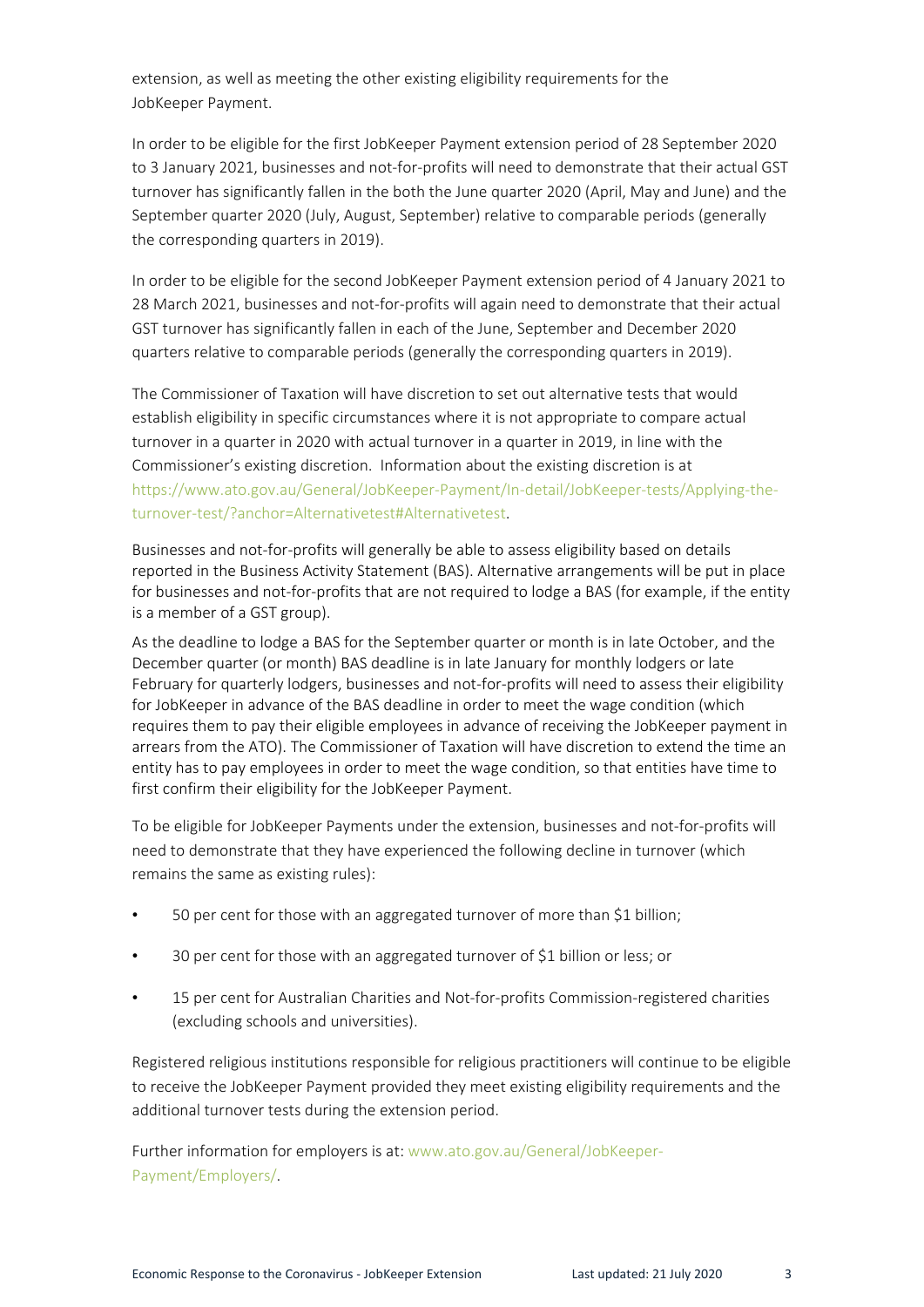extension, as well as meeting the other existing eligibility requirements for the JobKeeper Payment.

In order to be eligible for the first JobKeeper Payment extension period of 28 September 2020 to 3 January 2021, businesses and not-for-profits will need to demonstrate that their actual GST turnover has significantly fallen in the both the June quarter 2020 (April, May and June) and the September quarter 2020 (July, August, September) relative to comparable periods (generally the corresponding quarters in 2019).

In order to be eligible for the second JobKeeper Payment extension period of 4 January 2021 to 28 March 2021, businesses and not-for-profits will again need to demonstrate that their actual GST turnover has significantly fallen in each of the June, September and December 2020 quarters relative to comparable periods (generally the corresponding quarters in 2019).

The Commissioner of Taxation will have discretion to set out alternative tests that would establish eligibility in specific circumstances where it is not appropriate to compare actual turnover in a quarter in 2020 with actual turnover in a quarter in 2019, in line with the Commissioner's existing discretion. Information about the existing discretion is at https://www.ato.gov.au/General/JobKeeper-Payment/In-detail/JobKeeper-tests/Applying-the-turnover-test/?anchor=Alternativetest#Alternativetest.

Businesses and not-for-profits will generally be able to assess eligibility based on details reported in the Business Activity Statement (BAS). Alternative arrangements will be put in place for businesses and not-for-profits that are not required to lodge a BAS (for example, if the entity is a member of a GST group).

As the deadline to lodge a BAS for the September quarter or month is in late October, and the December quarter (or month) BAS deadline is in late January for monthly lodgers or late February for quarterly lodgers, businesses and not-for-profits will need to assess their eligibility for JobKeeper in advance of the BAS deadline in order to meet the wage condition (which requires them to pay their eligible employees in advance of receiving the JobKeeper payment in arrears from the ATO). The Commissioner of Taxation will have discretion to extend the time an entity has to pay employees in order to meet the wage condition, so that entities have time to first confirm their eligibility for the JobKeeper Payment.

To be eligible for JobKeeper Payments under the extension, businesses and not-for-profits will need to demonstrate that they have experienced the following decline in turnover (which remains the same as existing rules):

- 50 per cent for those with an aggregated turnover of more than $1 billion;
- 30 per cent for those with an aggregated turnover of $1 billion or less; or
- 15 per cent for Australian Charities and Not-for-profits Commission-registered charities (excluding schools and universities).

Registered religious institutions responsible for religious practitioners will continue to be eligible to receive the JobKeeper Payment provided they meet existing eligibility requirements and the additional turnover tests during the extension period.

Further information for employers is at: www.ato.gov.au/General/JobKeeper-Payment/Employers/.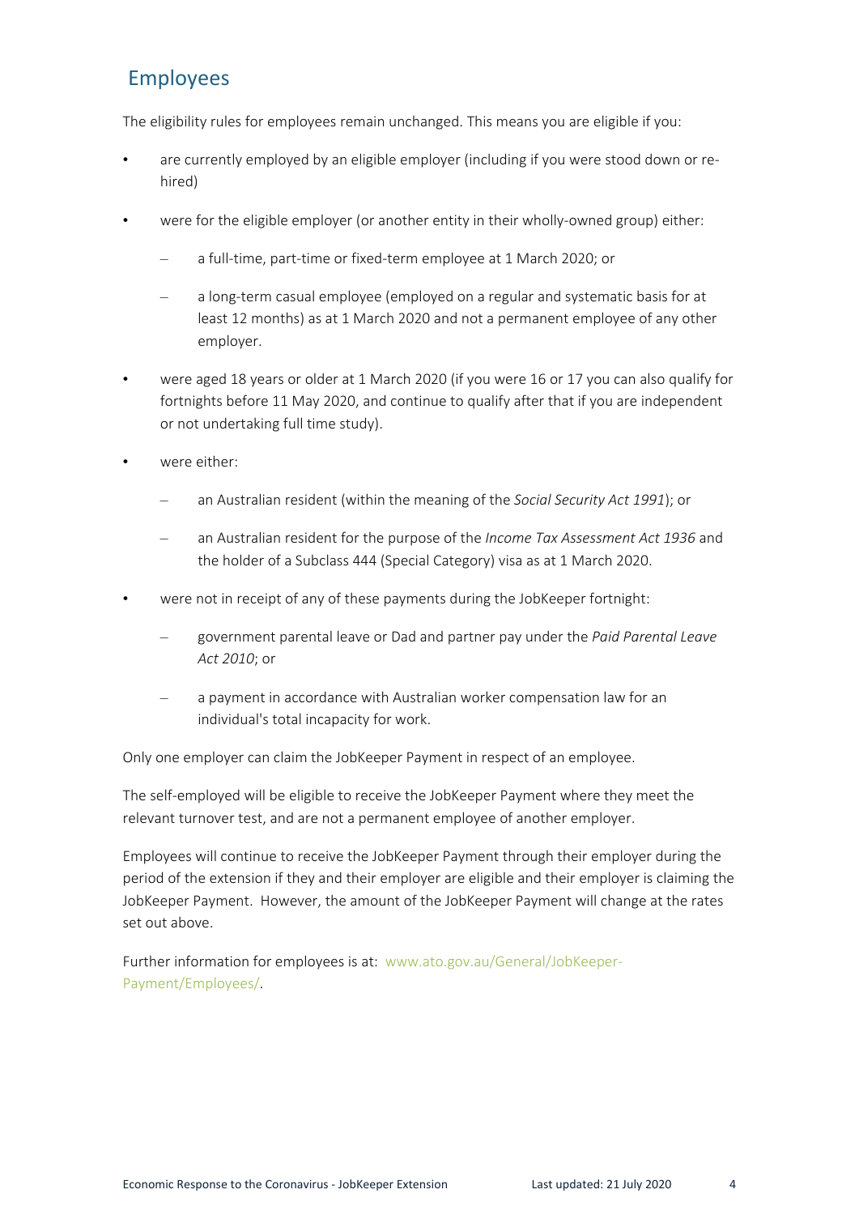## Employees

The eligibility rules for employees remain unchanged. This means you are eligible if you:

- are currently employed by an eligible employer (including if you were stood down or re-hired)
- were for the eligible employer (or another entity in their wholly-owned group) either:
  - a full-time, part-time or fixed-term employee at 1 March 2020; or
  - a long-term casual employee (employed on a regular and systematic basis for at least 12 months) as at 1 March 2020 and not a permanent employee of any other employer.
- were aged 18 years or older at 1 March 2020 (if you were 16 or 17 you can also qualify for fortnights before 11 May 2020, and continue to qualify after that if you are independent or not undertaking full time study).
- were either:
  - an Australian resident (within the meaning of the *Social Security Act 1991*); or
  - an Australian resident for the purpose of the *Income Tax Assessment Act 1936* and the holder of a Subclass 444 (Special Category) visa as at 1 March 2020.
- were not in receipt of any of these payments during the JobKeeper fortnight:
  - government parental leave or Dad and partner pay under the *Paid Parental Leave Act 2010*; or
  - a payment in accordance with Australian worker compensation law for an individual's total incapacity for work.

Only one employer can claim the JobKeeper Payment in respect of an employee.

The self-employed will be eligible to receive the JobKeeper Payment where they meet the relevant turnover test, and are not a permanent employee of another employer.

Employees will continue to receive the JobKeeper Payment through their employer during the period of the extension if they and their employer are eligible and their employer is claiming the JobKeeper Payment. However, the amount of the JobKeeper Payment will change at the rates set out above.

Further information for employees is at: www.ato.gov.au/General/JobKeeper-Payment/Employees/.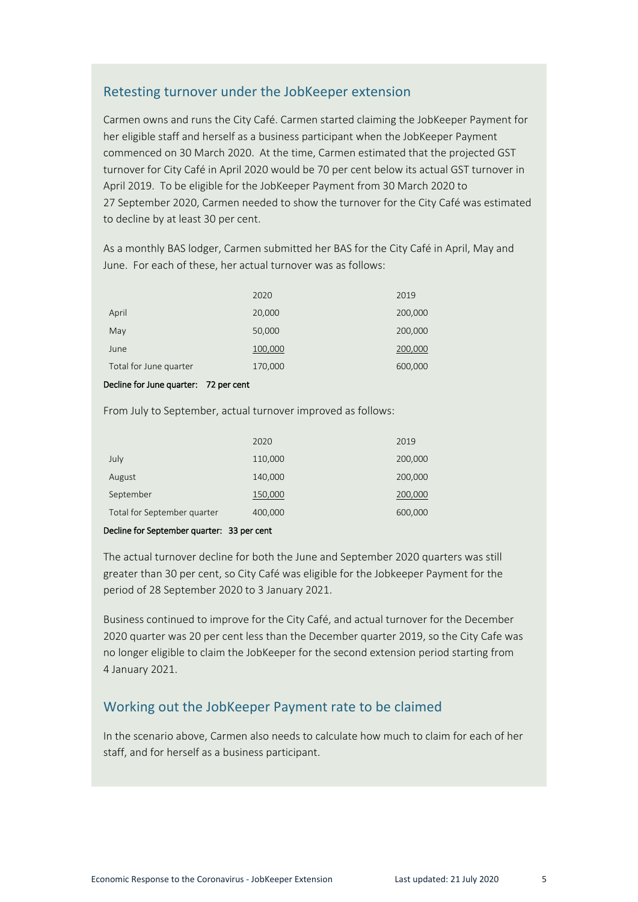## Retesting turnover under the JobKeeper extension

Carmen owns and runs the City Café. Carmen started claiming the JobKeeper Payment for her eligible staff and herself as a business participant when the JobKeeper Payment commenced on 30 March 2020. At the time, Carmen estimated that the projected GST turnover for City Café in April 2020 would be 70 per cent below its actual GST turnover in April 2019. To be eligible for the JobKeeper Payment from 30 March 2020 to 27 September 2020, Carmen needed to show the turnover for the City Café was estimated to decline by at least 30 per cent.

As a monthly BAS lodger, Carmen submitted her BAS for the City Café in April, May and June. For each of these, her actual turnover was as follows:

| | 2020 | 2019 |
|---|---|---|
| April | 20,000 | 200,000 |
| May | 50,000 | 200,000 |
| June | 100,000 | 200,000 |
| Total for June quarter | 170,000 | 600,000 |

Decline for June quarter: 72 per cent

From July to September, actual turnover improved as follows:

| | 2020 | 2019 |
|---|---|---|
| July | 110,000 | 200,000 |
| August | 140,000 | 200,000 |
| September | 150,000 | 200,000 |
| Total for September quarter | 400,000 | 600,000 |

Decline for September quarter: 33 per cent

The actual turnover decline for both the June and September 2020 quarters was still greater than 30 per cent, so City Café was eligible for the Jobkeeper Payment for the period of 28 September 2020 to 3 January 2021.

Business continued to improve for the City Café, and actual turnover for the December 2020 quarter was 20 per cent less than the December quarter 2019, so the City Cafe was no longer eligible to claim the JobKeeper for the second extension period starting from 4 January 2021.

## Working out the JobKeeper Payment rate to be claimed

In the scenario above, Carmen also needs to calculate how much to claim for each of her staff, and for herself as a business participant.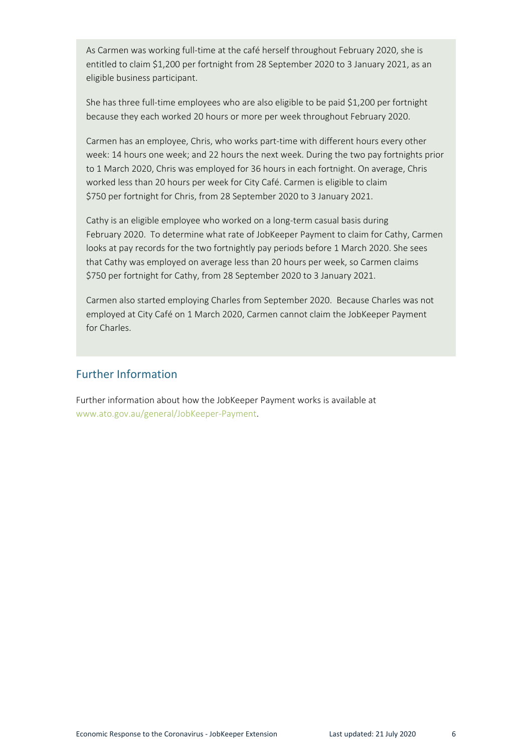As Carmen was working full-time at the café herself throughout February 2020, she is entitled to claim $1,200 per fortnight from 28 September 2020 to 3 January 2021, as an eligible business participant.

She has three full-time employees who are also eligible to be paid $1,200 per fortnight because they each worked 20 hours or more per week throughout February 2020.

Carmen has an employee, Chris, who works part-time with different hours every other week: 14 hours one week; and 22 hours the next week. During the two pay fortnights prior to 1 March 2020, Chris was employed for 36 hours in each fortnight. On average, Chris worked less than 20 hours per week for City Café. Carmen is eligible to claim $750 per fortnight for Chris, from 28 September 2020 to 3 January 2021.

Cathy is an eligible employee who worked on a long-term casual basis during February 2020. To determine what rate of JobKeeper Payment to claim for Cathy, Carmen looks at pay records for the two fortnightly pay periods before 1 March 2020. She sees that Cathy was employed on average less than 20 hours per week, so Carmen claims $750 per fortnight for Cathy, from 28 September 2020 to 3 January 2021.

Carmen also started employing Charles from September 2020. Because Charles was not employed at City Café on 1 March 2020, Carmen cannot claim the JobKeeper Payment for Charles.

## Further Information

Further information about how the JobKeeper Payment works is available at www.ato.gov.au/general/JobKeeper-Payment.